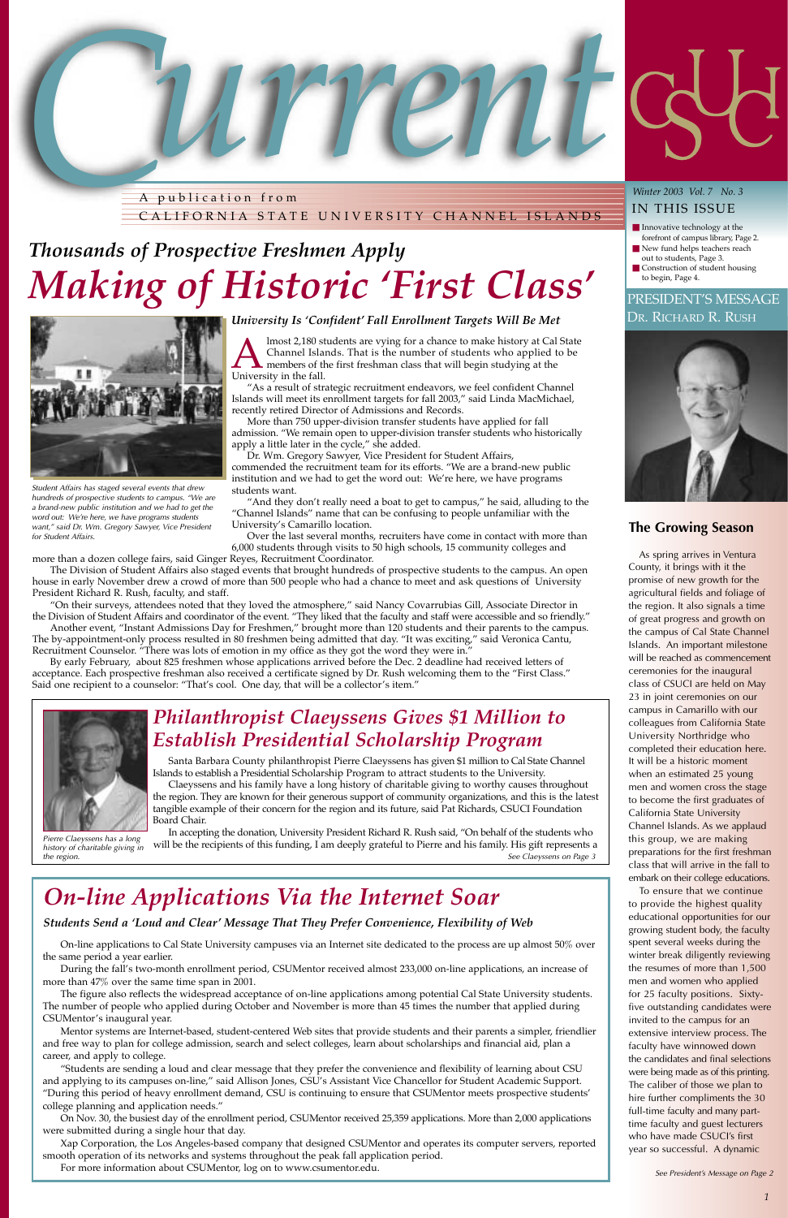# Current

A publication from
CALIFORNIA STATE UNIVERSITY CHANNEL ISLANDS

*Winter 2003 Vol. 7 No. 3*

## IN THIS ISSUE

- Innovative technology at the forefront of campus library, Page 2.
- New fund helps teachers reach out to students, Page 3.
- Construction of student housing to begin, Page 4.

## *Thousands of Prospective Freshmen Apply*

# *Making of Historic 'First Class'*

*Student Affairs has staged several events that drew hundreds of prospective students to campus. "We are a brand-new public institution and we had to get the word out: We're here, we have programs students want," said Dr. Wm. Gregory Sawyer, Vice President for Student Affairs.*

### *University Is 'Confident' Fall Enrollment Targets Will Be Met*

Almost 2,180 students are vying for a chance to make history at Cal State Channel Islands. That is the number of students who applied to be members of the first freshman class that will begin studying at the University in the fall.

"As a result of strategic recruitment endeavors, we feel confident Channel Islands will meet its enrollment targets for fall 2003," said Linda MacMichael, recently retired Director of Admissions and Records.

More than 750 upper-division transfer students have applied for fall admission. "We remain open to upper-division transfer students who historically apply a little later in the cycle," she added.

Dr. Wm. Gregory Sawyer, Vice President for Student Affairs, commended the recruitment team for its efforts. "We are a brand-new public institution and we had to get the word out: We're here, we have programs students want.

"And they don't really need a boat to get to campus," he said, alluding to the "Channel Islands" name that can be confusing to people unfamiliar with the University's Camarillo location.

Over the last several months, recruiters have come in contact with more than 6,000 students through visits to 50 high schools, 15 community colleges and more than a dozen college fairs, said Ginger Reyes, Recruitment Coordinator.

The Division of Student Affairs also staged events that brought hundreds of prospective students to the campus. An open house in early November drew a crowd of more than 500 people who had a chance to meet and ask questions of University President Richard R. Rush, faculty, and staff.

"On their surveys, attendees noted that they loved the atmosphere," said Nancy Covarrubias Gill, Associate Director in the Division of Student Affairs and coordinator of the event. "They liked that the faculty and staff were accessible and so friendly."

Another event, "Instant Admissions Day for Freshmen," brought more than 120 students and their parents to the campus. The by-appointment-only process resulted in 80 freshmen being admitted that day. "It was exciting," said Veronica Cantu, Recruitment Counselor. "There was lots of emotion in my office as they got the word they were in."

By early February, about 825 freshmen whose applications arrived before the Dec. 2 deadline had received letters of acceptance. Each prospective freshman also received a certificate signed by Dr. Rush welcoming them to the "First Class." Said one recipient to a counselor: "That's cool. One day, that will be a collector's item."

## *Philanthropist Claeyssens Gives $1 Million to Establish Presidential Scholarship Program*

*Pierre Claeyssens has a long history of charitable giving in the region.*

Santa Barbara County philanthropist Pierre Claeyssens has given $1 million to Cal State Channel Islands to establish a Presidential Scholarship Program to attract students to the University.

Claeyssens and his family have a long history of charitable giving to worthy causes throughout the region. They are known for their generous support of community organizations, and this is the latest tangible example of their concern for the region and its future, said Pat Richards, CSUCI Foundation Board Chair.

In accepting the donation, University President Richard R. Rush said, "On behalf of the students who will be the recipients of this funding, I am deeply grateful to Pierre and his family. His gift represents a

*See Claeyssens on Page 3*

## *On-line Applications Via the Internet Soar*

### *Students Send a 'Loud and Clear' Message That They Prefer Convenience, Flexibility of Web*

On-line applications to Cal State University campuses via an Internet site dedicated to the process are up almost 50% over the same period a year earlier.

During the fall's two-month enrollment period, CSUMentor received almost 233,000 on-line applications, an increase of more than 47% over the same time span in 2001.

The figure also reflects the widespread acceptance of on-line applications among potential Cal State University students. The number of people who applied during October and November is more than 45 times the number that applied during CSUMentor's inaugural year.

Mentor systems are Internet-based, student-centered Web sites that provide students and their parents a simpler, friendlier and free way to plan for college admission, search and select colleges, learn about scholarships and financial aid, plan a career, and apply to college.

"Students are sending a loud and clear message that they prefer the convenience and flexibility of learning about CSU and applying to its campuses on-line," said Allison Jones, CSU's Assistant Vice Chancellor for Student Academic Support. "During this period of heavy enrollment demand, CSU is continuing to ensure that CSUMentor meets prospective students' college planning and application needs."

On Nov. 30, the busiest day of the enrollment period, CSUMentor received 25,359 applications. More than 2,000 applications were submitted during a single hour that day.

Xap Corporation, the Los Angeles-based company that designed CSUMentor and operates its computer servers, reported smooth operation of its networks and systems throughout the peak fall application period.

For more information about CSUMentor, log on to www.csumentor.edu.

## PRESIDENT'S MESSAGE
DR. RICHARD R. RUSH

### The Growing Season

As spring arrives in Ventura County, it brings with it the promise of new growth for the agricultural fields and foliage of the region. It also signals a time of great progress and growth on the campus of Cal State Channel Islands. An important milestone will be reached as commencement ceremonies for the inaugural class of CSUCI are held on May 23 in joint ceremonies on our campus in Camarillo with our colleagues from California State University Northridge who completed their education here. It will be a historic moment when an estimated 25 young men and women cross the stage to become the first graduates of California State University Channel Islands. As we applaud this group, we are making preparations for the first freshman class that will arrive in the fall to embark on their college educations.

To ensure that we continue to provide the highest quality educational opportunities for our growing student body, the faculty spent several weeks during the winter break diligently reviewing the resumes of more than 1,500 men and women who applied for 25 faculty positions. Sixty-five outstanding candidates were invited to the campus for an extensive interview process. The faculty have winnowed down the candidates and final selections were being made as of this printing. The caliber of those we plan to hire further compliments the 30 full-time faculty and many part-time faculty and guest lecturers who have made CSUCI's first year so successful. A dynamic

*See President's Message on Page 2*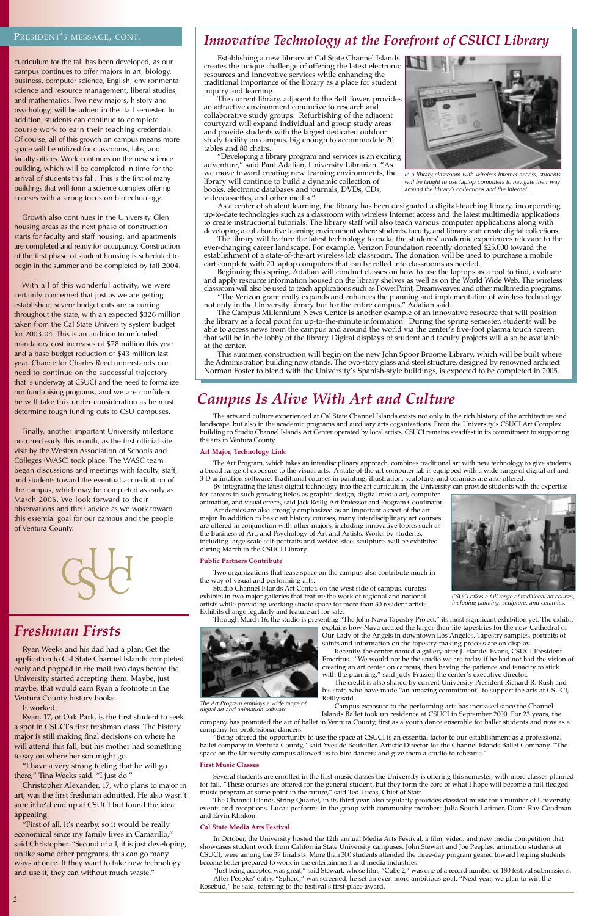## President's Message, cont.

curriculum for the fall has been developed, as our campus continues to offer majors in art, biology, business, computer science, English, environmental science and resource management, liberal studies, and mathematics. Two new majors, history and psychology, will be added in the fall semester. In addition, students can continue to complete course work to earn their teaching credentials. Of course, all of this growth on campus means more space will be utilized for classrooms, labs, and faculty offices. Work continues on the new science building, which will be completed in time for the arrival of students this fall. This is the first of many buildings that will form a science complex offering courses with a strong focus on biotechnology.

Growth also continues in the University Glen housing areas as the next phase of construction starts for faculty and staff housing, and apartments are completed and ready for occupancy. Construction of the first phase of student housing is scheduled to begin in the summer and be completed by fall 2004.

With all of this wonderful activity, we were certainly concerned that just as we are getting established, severe budget cuts are occurring throughout the state, with an expected $326 million taken from the Cal State University system budget for 2003-04. This is an addition to unfunded mandatory cost increases of $78 million this year and a base budget reduction of $43 million last year. Chancellor Charles Reed understands our need to continue on the successful trajectory that is underway at CSUCI and the need to formalize our fund-raising programs, and we are confident he will take this under consideration as he must determine tough funding cuts to CSU campuses.

Finally, another important University milestone occurred early this month, as the first official site visit by the Western Association of Schools and Colleges (WASC) took place. The WASC team began discussions and meetings with faculty, staff, and students toward the eventual accreditation of the campus, which may be completed as early as March 2006. We look forward to their observations and their advice as we work toward this essential goal for our campus and the people of Ventura County.

# Freshman Firsts

Ryan Weeks and his dad had a plan: Get the application to Cal State Channel Islands completed early and popped in the mail two days before the University started accepting them. Maybe, just maybe, that would earn Ryan a footnote in the Ventura County history books.

It worked.

Ryan, 17, of Oak Park, is the first student to seek a spot in CSUCI's first freshman class. The history major is still making final decisions on where he will attend this fall, but his mother had something to say on where her son might go.

"I have a very strong feeling that he will go there," Tina Weeks said. "I just do."

Christopher Alexander, 17, who plans to major in art, was the first freshman admitted. He also wasn't sure if he'd end up at CSUCI but found the idea appealing.

"First of all, it's nearby, so it would be really economical since my family lives in Camarillo," said Christopher. "Second of all, it is just developing, unlike some other programs, this can go many ways at once. If they want to take new technology and use it, they can without much waste."

# Innovative Technology at the Forefront of CSUCI Library

Establishing a new library at Cal State Channel Islands creates the unique challenge of offering the latest electronic resources and innovative services while enhancing the traditional importance of the library as a place for student inquiry and learning.

The current library, adjacent to the Bell Tower, provides an attractive environment conducive to research and collaborative study groups. Refurbishing of the adjacent courtyard will expand individual and group study areas and provide students with the largest dedicated outdoor study facility on campus, big enough to accommodate 20 tables and 80 chairs.

"Developing a library program and services is an exciting adventure," said Paul Adalian, University Librarian. "As we move toward creating new learning environments, the library will continue to build a dynamic collection of books, electronic databases and journals, DVDs, CDs, videocassettes, and other media."

*In a library classroom with wireless Internet access, students will be taught to use laptop computers to navigate their way around the library's collections and the Internet.*

As a center of student learning, the library has been designated a digital-teaching library, incorporating up-to-date technologies such as a classroom with wireless Internet access and the latest multimedia applications to create instructional tutorials. The library staff will also teach various computer applications along with developing a collaborative learning environment where students, faculty, and library staff create digital collections.

The library will feature the latest technology to make the students' academic experiences relevant to the ever-changing career landscape. For example, Verizon Foundation recently donated $25,000 toward the establishment of a state-of-the-art wireless lab classroom. The donation will be used to purchase a mobile cart complete with 20 laptop computers that can be rolled into classrooms as needed.

Beginning this spring, Adalian will conduct classes on how to use the laptops as a tool to find, evaluate and apply resource information housed on the library shelves as well as on the World Wide Web. The wireless classroom will also be used to teach applications such as PowerPoint, Dreamweaver, and other multimedia programs.

"The Verizon grant really expands and enhances the planning and implementation of wireless technology not only in the University library but for the entire campus," Adalian said.

The Campus Millennium News Center is another example of an innovative resource that will position the library as a focal point for up-to-the-minute information. During the spring semester, students will be able to access news from the campus and around the world via the center's five-foot plasma touch screen that will be in the lobby of the library. Digital displays of student and faculty projects will also be available at the center.

This summer, construction will begin on the new John Spoor Broome Library, which will be built where the Administration building now stands. The two-story glass and steel structure, designed by renowned architect Norman Foster to blend with the University's Spanish-style buildings, is expected to be completed in 2005.

# Campus Is Alive With Art and Culture

The arts and culture experienced at Cal State Channel Islands exists not only in the rich history of the architecture and landscape, but also in the academic programs and auxiliary arts organizations. From the University's CSUCI Art Complex building to Studio Channel Islands Art Center operated by local artists, CSUCI remains steadfast in its commitment to supporting the arts in Ventura County.

### Art Major, Technology Link

The Art Program, which takes an interdisciplinary approach, combines traditional art with new technology to give students a broad range of exposure to the visual arts. A state-of-the-art computer lab is equipped with a wide range of digital art and 3-D animation software. Traditional courses in painting, illustration, sculpture, and ceramics are also offered.

By integrating the latest digital technology into the art curriculum, the University can provide students with the expertise for careers in such growing fields as graphic design, digital media art, computer animation, and visual effects, said Jack Reilly, Art Professor and Program Coordinator.

Academics are also strongly emphasized as an important aspect of the art major. In addition to basic art history courses, many interdisciplinary art courses are offered in conjunction with other majors, including innovative topics such as the Business of Art, and Psychology of Art and Artists. Works by students, including large-scale self-portraits and welded-steel sculpture, will be exhibited during March in the CSUCI Library.

*CSUCI offers a full range of traditional art courses, including painting, sculpture, and ceramics.*

### Public Partners Contribute

Two organizations that lease space on the campus also contribute much in the way of visual and performing arts.

Studio Channel Islands Art Center, on the west side of campus, curates exhibits in two major galleries that feature the work of regional and national artists while providing working studio space for more than 30 resident artists. Exhibits change regularly and feature art for sale.

Through March 16, the studio is presenting "The John Nava Tapestry Project," its most significant exhibition yet. The exhibit explains how Nava created the larger-than-life tapestries for the new Cathedral of Our Lady of the Angels in downtown Los Angeles. Tapestry samples, portraits of saints and information on the tapestry-making process are on display.

*The Art Program employs a wide range of digital art and animation software.*

Recently, the center named a gallery after J. Handel Evans, CSUCI President Emeritus. "We would not be the studio we are today if he had not had the vision of creating an art center on campus, then having the patience and tenacity to stick with the planning," said Judy Frazier, the center's executive director.

The credit is also shared by current University President Richard R. Rush and his staff, who have made "an amazing commitment" to support the arts at CSUCI, Reilly said.

Campus exposure to the performing arts has increased since the Channel Islands Ballet took up residence at CSUCI in September 2000. For 23 years, the company has promoted the art of ballet in Ventura County, first as a youth dance ensemble for ballet students and now as a company for professional dancers.

"Being offered the opportunity to use the space at CSUCI is an essential factor to our establishment as a professional ballet company in Ventura County," said Yves de Bouteiller, Artistic Director for the Channel Islands Ballet Company. "The space on the University campus allowed us to hire dancers and give them a studio to rehearse."

### First Music Classes

Several students are enrolled in the first music classes the University is offering this semester, with more classes planned for fall. "These courses are offered for the general student, but they form the core of what I hope will become a full-fledged music program at some point in the future," said Ted Lucas, Chief of Staff.

The Channel Islands String Quartet, in its third year, also regularly provides classical music for a number of University events and receptions. Lucas performs in the group with community members Julia South Latimer, Diana Ray-Goodman and Ervin Klinkon.

### Cal State Media Arts Festival

In October, the University hosted the 12th annual Media Arts Festival, a film, video, and new media competition that showcases student work from California State University campuses. John Stewart and Joe Peeples, animation students at CSUCI, were among the 37 finalists. More than 300 students attended the three-day program geared toward helping students become better prepared to work in the entertainment and media industries.

"Just being accepted was great," said Stewart, whose film, "Cube 2," was one of a record number of 180 festival submissions.

After Peeples' entry, "Sphere," was screened, he set an even more ambitious goal. "Next year, we plan to win the Rosebud," he said, referring to the festival's first-place award.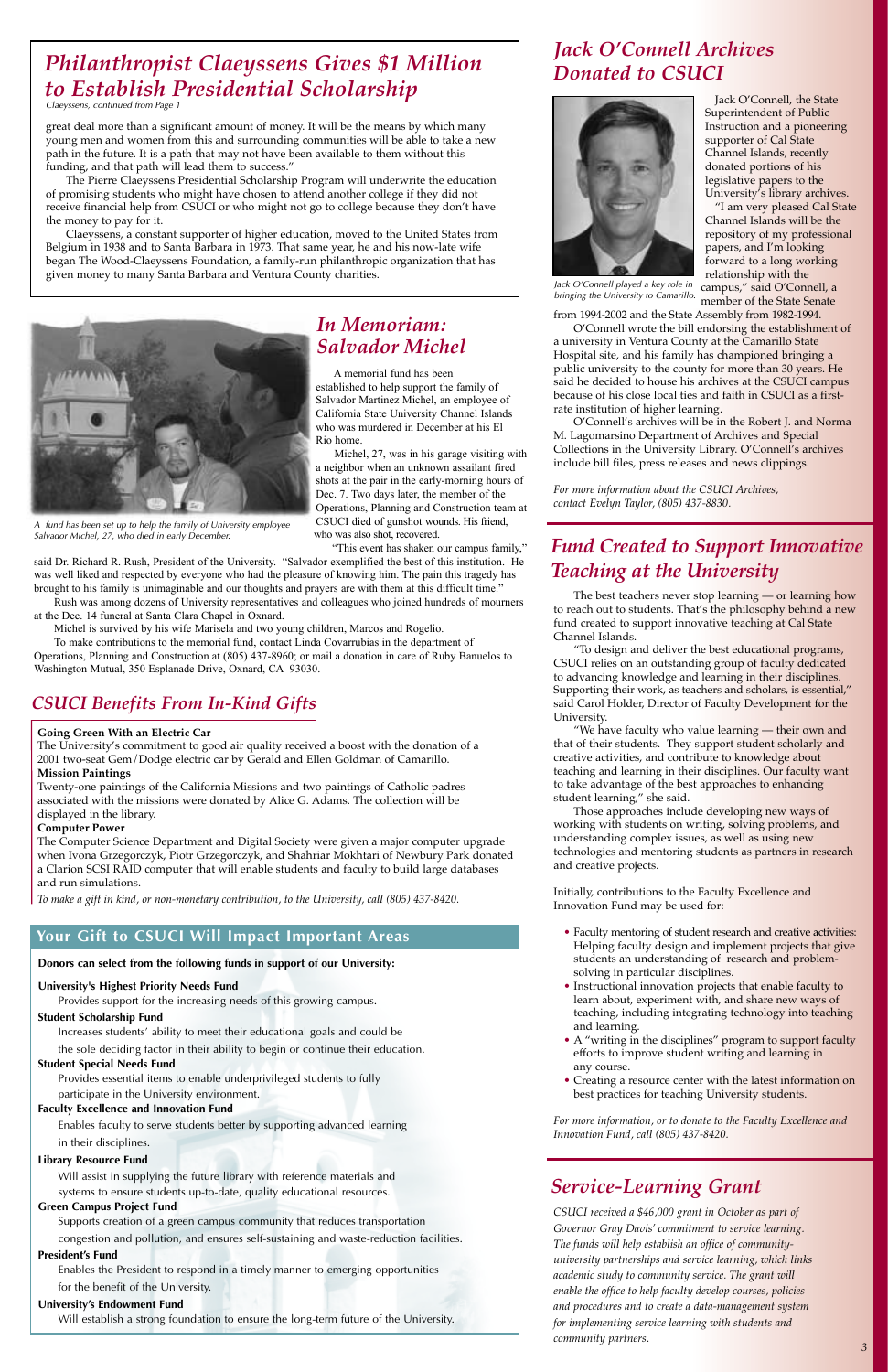## *Philanthropist Claeyssens Gives $1 Million to Establish Presidential Scholarship*

*Claeyssens, continued from Page 1*

great deal more than a significant amount of money. It will be the means by which many young men and women from this and surrounding communities will be able to take a new path in the future. It is a path that may not have been available to them without this funding, and that path will lead them to success."

The Pierre Claeyssens Presidential Scholarship Program will underwrite the education of promising students who might have chosen to attend another college if they did not receive financial help from CSUCI or who might not go to college because they don't have the money to pay for it.

Claeyssens, a constant supporter of higher education, moved to the United States from Belgium in 1938 and to Santa Barbara in 1973. That same year, he and his now-late wife began The Wood-Claeyssens Foundation, a family-run philanthropic organization that has given money to many Santa Barbara and Ventura County charities.

## *In Memoriam: Salvador Michel*

*A fund has been set up to help the family of University employee Salvador Michel, 27, who died in early December.*

A memorial fund has been established to help support the family of Salvador Martinez Michel, an employee of California State University Channel Islands who was murdered in December at his El Rio home.

Michel, 27, was in his garage visiting with a neighbor when an unknown assailant fired shots at the pair in the early-morning hours of Dec. 7. Two days later, the member of the Operations, Planning and Construction team at CSUCI died of gunshot wounds. His friend, who was also shot, recovered.

"This event has shaken our campus family," said Dr. Richard R. Rush, President of the University. "Salvador exemplified the best of this institution. He was well liked and respected by everyone who had the pleasure of knowing him. The pain this tragedy has brought to his family is unimaginable and our thoughts and prayers are with them at this difficult time."

Rush was among dozens of University representatives and colleagues who joined hundreds of mourners at the Dec. 14 funeral at Santa Clara Chapel in Oxnard.

Michel is survived by his wife Marisela and two young children, Marcos and Rogelio.

To make contributions to the memorial fund, contact Linda Covarrubias in the department of Operations, Planning and Construction at (805) 437-8960; or mail a donation in care of Ruby Banuelos to Washington Mutual, 350 Esplanade Drive, Oxnard, CA 93030.

## *CSUCI Benefits From In-Kind Gifts*

**Going Green With an Electric Car**

The University's commitment to good air quality received a boost with the donation of a 2001 two-seat Gem/Dodge electric car by Gerald and Ellen Goldman of Camarillo.

**Mission Paintings**

Twenty-one paintings of the California Missions and two paintings of Catholic padres associated with the missions were donated by Alice G. Adams. The collection will be displayed in the library.

**Computer Power**

The Computer Science Department and Digital Society were given a major computer upgrade when Ivona Grzegorczyk, Piotr Grzegorczyk, and Shahriar Mokhtari of Newbury Park donated a Clarion SCSI RAID computer that will enable students and faculty to build large databases and run simulations.

*To make a gift in kind, or non-monetary contribution, to the University, call (805) 437-8420.*

## Your Gift to CSUCI Will Impact Important Areas

**Donors can select from the following funds in support of our University:**

**University's Highest Priority Needs Fund**
Provides support for the increasing needs of this growing campus.

**Student Scholarship Fund**
Increases students' ability to meet their educational goals and could be the sole deciding factor in their ability to begin or continue their education.

**Student Special Needs Fund**
Provides essential items to enable underprivileged students to fully participate in the University environment.

**Faculty Excellence and Innovation Fund**
Enables faculty to serve students better by supporting advanced learning in their disciplines.

**Library Resource Fund**
Will assist in supplying the future library with reference materials and systems to ensure students up-to-date, quality educational resources.

**Green Campus Project Fund**
Supports creation of a green campus community that reduces transportation congestion and pollution, and ensures self-sustaining and waste-reduction facilities.

**President's Fund**
Enables the President to respond in a timely manner to emerging opportunities for the benefit of the University.

**University's Endowment Fund**
Will establish a strong foundation to ensure the long-term future of the University.

## *Jack O'Connell Archives Donated to CSUCI*

*Jack O'Connell played a key role in bringing the University to Camarillo.*

Jack O'Connell, the State Superintendent of Public Instruction and a pioneering supporter of Cal State Channel Islands, recently donated portions of his legislative papers to the University's library archives.

"I am very pleased Cal State Channel Islands will be the repository of my professional papers, and I'm looking forward to a long working relationship with the campus," said O'Connell, a member of the State Senate from 1994-2002 and the State Assembly from 1982-1994.

O'Connell wrote the bill endorsing the establishment of a university in Ventura County at the Camarillo State Hospital site, and his family has championed bringing a public university to the county for more than 30 years. He said he decided to house his archives at the CSUCI campus because of his close local ties and faith in CSUCI as a first-rate institution of higher learning.

O'Connell's archives will be in the Robert J. and Norma M. Lagomarsino Department of Archives and Special Collections in the University Library. O'Connell's archives include bill files, press releases and news clippings.

*For more information about the CSUCI Archives, contact Evelyn Taylor, (805) 437-8830.*

## *Fund Created to Support Innovative Teaching at the University*

The best teachers never stop learning — or learning how to reach out to students. That's the philosophy behind a new fund created to support innovative teaching at Cal State Channel Islands.

"To design and deliver the best educational programs, CSUCI relies on an outstanding group of faculty dedicated to advancing knowledge and learning in their disciplines. Supporting their work, as teachers and scholars, is essential," said Carol Holder, Director of Faculty Development for the University.

"We have faculty who value learning — their own and that of their students. They support student scholarly and creative activities, and contribute to knowledge about teaching and learning in their disciplines. Our faculty want to take advantage of the best approaches to enhancing student learning," she said.

Those approaches include developing new ways of working with students on writing, solving problems, and understanding complex issues, as well as using new technologies and mentoring students as partners in research and creative projects.

Initially, contributions to the Faculty Excellence and Innovation Fund may be used for:

- Faculty mentoring of student research and creative activities: Helping faculty design and implement projects that give students an understanding of research and problem-solving in particular disciplines.
- Instructional innovation projects that enable faculty to learn about, experiment with, and share new ways of teaching, including integrating technology into teaching and learning.
- A "writing in the disciplines" program to support faculty efforts to improve student writing and learning in any course.
- Creating a resource center with the latest information on best practices for teaching University students.

*For more information, or to donate to the Faculty Excellence and Innovation Fund, call (805) 437-8420.*

## *Service-Learning Grant*

*CSUCI received a $46,000 grant in October as part of Governor Gray Davis' commitment to service learning. The funds will help establish an office of community-university partnerships and service learning, which links academic study to community service. The grant will enable the office to help faculty develop courses, policies and procedures and to create a data-management system for implementing service learning with students and community partners.*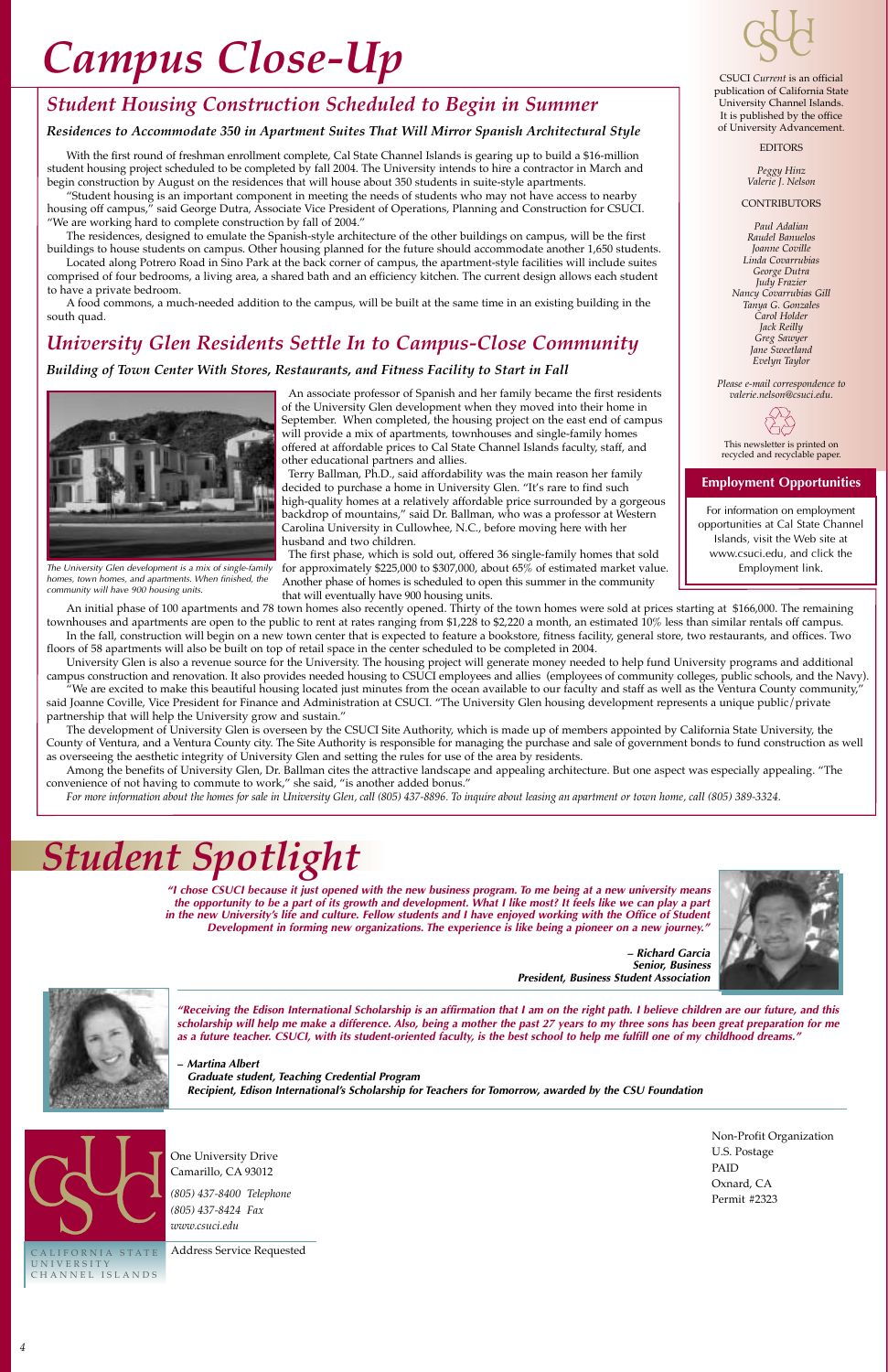# Campus Close-Up

## Student Housing Construction Scheduled to Begin in Summer

### Residences to Accommodate 350 in Apartment Suites That Will Mirror Spanish Architectural Style

With the first round of freshman enrollment complete, Cal State Channel Islands is gearing up to build a $16-million student housing project scheduled to be completed by fall 2004. The University intends to hire a contractor in March and begin construction by August on the residences that will house about 350 students in suite-style apartments.

"Student housing is an important component in meeting the needs of students who may not have access to nearby housing off campus," said George Dutra, Associate Vice President of Operations, Planning and Construction for CSUCI. "We are working hard to complete construction by fall of 2004."

The residences, designed to emulate the Spanish-style architecture of the other buildings on campus, will be the first buildings to house students on campus. Other housing planned for the future should accommodate another 1,650 students.

Located along Potrero Road in Sino Park at the back corner of campus, the apartment-style facilities will include suites comprised of four bedrooms, a living area, a shared bath and an efficiency kitchen. The current design allows each student to have a private bedroom.

A food commons, a much-needed addition to the campus, will be built at the same time in an existing building in the south quad.

## University Glen Residents Settle In to Campus-Close Community

### Building of Town Center With Stores, Restaurants, and Fitness Facility to Start in Fall

*The University Glen development is a mix of single-family homes, town homes, and apartments. When finished, the community will have 900 housing units.*

An associate professor of Spanish and her family became the first residents of the University Glen development when they moved into their home in September. When completed, the housing project on the east end of campus will provide a mix of apartments, townhouses and single-family homes offered at affordable prices to Cal State Channel Islands faculty, staff, and other educational partners and allies.

Terry Ballman, Ph.D., said affordability was the main reason her family decided to purchase a home in University Glen. "It's rare to find such high-quality homes at a relatively affordable price surrounded by a gorgeous backdrop of mountains," said Dr. Ballman, who was a professor at Western Carolina University in Cullowhee, N.C., before moving here with her husband and two children.

The first phase, which is sold out, offered 36 single-family homes that sold for approximately $225,000 to $307,000, about 65% of estimated market value. Another phase of homes is scheduled to open this summer in the community that will eventually have 900 housing units.

An initial phase of 100 apartments and 78 town homes also recently opened. Thirty of the town homes were sold at prices starting at $166,000. The remaining townhouses and apartments are open to the public to rent at rates ranging from $1,228 to $2,220 a month, an estimated 10% less than similar rentals off campus.

In the fall, construction will begin on a new town center that is expected to feature a bookstore, fitness facility, general store, two restaurants, and offices. Two floors of 58 apartments will also be built on top of retail space in the center scheduled to be completed in 2004.

University Glen is also a revenue source for the University. The housing project will generate money needed to help fund University programs and additional campus construction and renovation. It also provides needed housing to CSUCI employees and allies (employees of community colleges, public schools, and the Navy).

"We are excited to make this beautiful housing located just minutes from the ocean available to our faculty and staff as well as the Ventura County community," said Joanne Coville, Vice President for Finance and Administration at CSUCI. "The University Glen housing development represents a unique public/private partnership that will help the University grow and sustain."

The development of University Glen is overseen by the CSUCI Site Authority, which is made up of members appointed by California State University, the County of Ventura, and a Ventura County city. The Site Authority is responsible for managing the purchase and sale of government bonds to fund construction as well as overseeing the aesthetic integrity of University Glen and setting the rules for use of the area by residents.

Among the benefits of University Glen, Dr. Ballman cites the attractive landscape and appealing architecture. But one aspect was especially appealing. "The convenience of not having to commute to work," she said, "is another added bonus."

*For more information about the homes for sale in University Glen, call (805) 437-8896. To inquire about leasing an apartment or town home, call (805) 389-3324.*

---

CSUCI *Current* is an official publication of California State University Channel Islands. It is published by the office of University Advancement.

EDITORS

*Peggy Hinz*
*Valerie J. Nelson*

CONTRIBUTORS

*Paul Adalian*
*Raudel Banuelos*
*Joanne Coville*
*Linda Covarrubias*
*George Dutra*
*Judy Frazier*
*Nancy Covarrubias Gill*
*Tanya G. Gonzales*
*Carol Holder*
*Jack Reilly*
*Greg Sawyer*
*Jane Sweetland*
*Evelyn Taylor*

*Please e-mail correspondence to valerie.nelson@csuci.edu.*

This newsletter is printed on recycled and recyclable paper.

### Employment Opportunities

For information on employment opportunities at Cal State Channel Islands, visit the Web site at www.csuci.edu, and click the Employment link.

---

# Student Spotlight

***"I chose CSUCI because it just opened with the new business program. To me being at a new university means the opportunity to be a part of its growth and development. What I like most? It feels like we can play a part in the new University's life and culture. Fellow students and I have enjoyed working with the Office of Student Development in forming new organizations. The experience is like being a pioneer on a new journey."***

***– Richard Garcia***
***Senior, Business***
***President, Business Student Association***

***"Receiving the Edison International Scholarship is an affirmation that I am on the right path. I believe children are our future, and this scholarship will help me make a difference. Also, being a mother the past 27 years to my three sons has been great preparation for me as a future teacher. CSUCI, with its student-oriented faculty, is the best school to help me fulfill one of my childhood dreams."***

***– Martina Albert***
***Graduate student, Teaching Credential Program***
***Recipient, Edison International's Scholarship for Teachers for Tomorrow, awarded by the CSU Foundation***

---

CALIFORNIA STATE UNIVERSITY CHANNEL ISLANDS

One University Drive
Camarillo, CA 93012

*(805) 437-8400 Telephone*
*(805) 437-8424 Fax*
*www.csuci.edu*

Address Service Requested

Non-Profit Organization
U.S. Postage
PAID
Oxnard, CA
Permit #2323